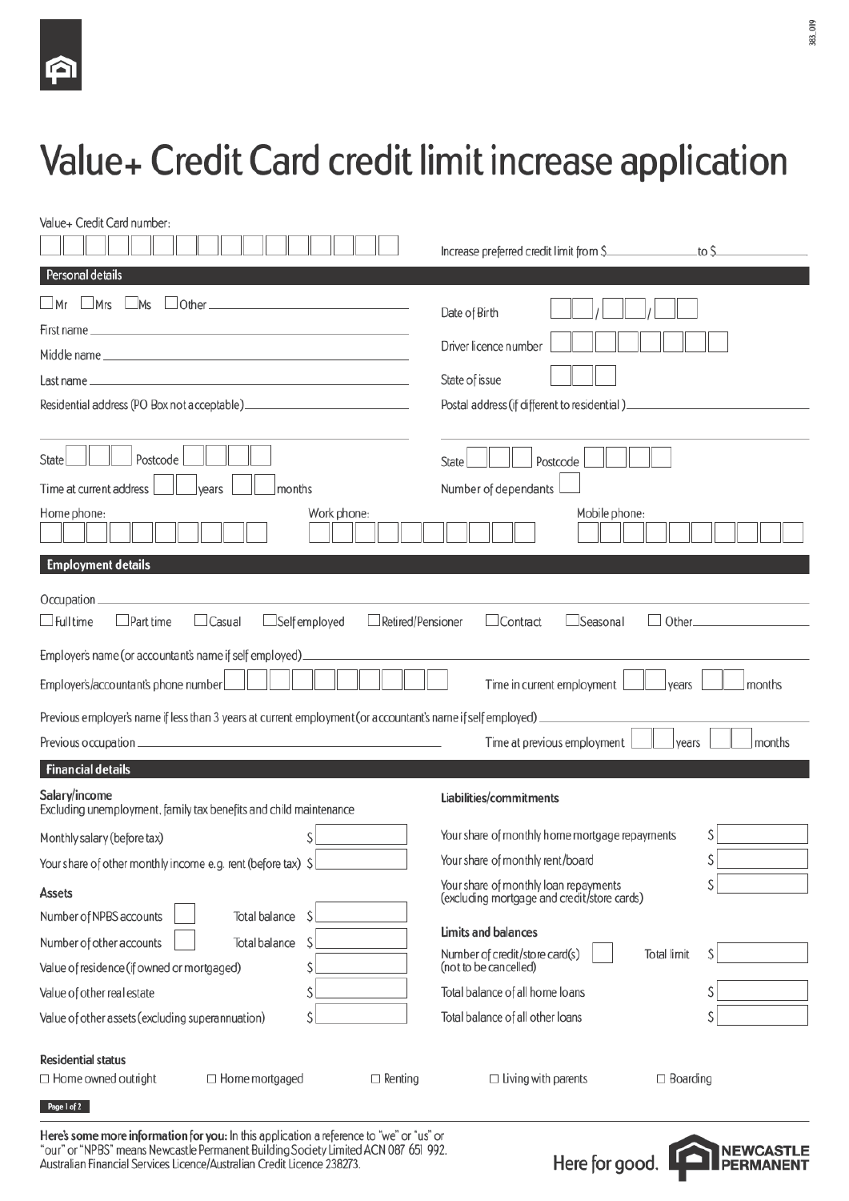# Value+ Credit Card credit limit increase application

Value+ Credit Card number: ☐☐☐☐☐☐☐☐☐☐☐☐☐☐☐☐

Increase preferred credit limit from $\_\_\_\_\_\_\_\_\_\_ to $\_\_\_\_\_\_\_\_\_\_

## Personal details

☐ Mr ☐ Mrs ☐ Ms ☐ Other \_\_\_\_\_\_\_\_\_\_

First name \_\_\_\_\_\_\_\_\_\_

Middle name \_\_\_\_\_\_\_\_\_\_

Last name \_\_\_\_\_\_\_\_\_\_

Residential address (PO Box not acceptable) \_\_\_\_\_\_\_\_\_\_

State ☐☐☐ Postcode ☐☐☐☐

Time at current address ☐☐ years ☐☐ months

Date of Birth ☐☐ / ☐☐ / ☐☐

Driver licence number ☐☐☐☐☐☐☐☐

State of issue ☐☐☐

Postal address (if different to residential) \_\_\_\_\_\_\_\_\_\_

State ☐☐☐ Postcode ☐☐☐☐

Number of dependants ☐

Home phone: ☐☐☐☐☐☐☐☐☐☐

Work phone: ☐☐☐☐☐☐☐☐☐☐

Mobile phone: ☐☐☐☐☐☐☐☐☐☐

## Employment details

Occupation \_\_\_\_\_\_\_\_\_\_

☐ Full time ☐ Part time ☐ Casual ☐ Self employed ☐ Retired/Pensioner ☐ Contract ☐ Seasonal ☐ Other \_\_\_\_\_\_\_\_\_\_

Employer's name (or accountant's name if self employed) \_\_\_\_\_\_\_\_\_\_

Employer's/accountant's phone number ☐☐☐☐☐☐☐☐☐☐

Time in current employment ☐☐ years ☐☐ months

Previous employer's name if less than 3 years at current employment (or accountant's name if self employed) \_\_\_\_\_\_\_\_\_\_

Previous occupation \_\_\_\_\_\_\_\_\_\_

Time at previous employment ☐☐ years ☐☐ months

## Financial details

### Salary/income

Excluding unemployment, family tax benefits and child maintenance

| | |
|---|---|
| Monthly salary (before tax) | $ |
| Your share of other monthly income e.g. rent (before tax) | $ |

### Assets

| | | | |
|---|---|---|---|
| Number of NPBS accounts | ☐ | Total balance | $ |
| Number of other accounts | ☐ | Total balance | $ |
| Value of residence (if owned or mortgaged) | | | $ |
| Value of other real estate | | | $ |
| Value of other assets (excluding superannuation) | | | $ |

### Liabilities/commitments

| | |
|---|---|
| Your share of monthly home mortgage repayments | $ |
| Your share of monthly rent/board | $ |
| Your share of monthly loan repayments (excluding mortgage and credit/store cards) | $ |

### Limits and balances

| | | | |
|---|---|---|---|
| Number of credit/store card(s) (not to be cancelled) | ☐ | Total limit | $ |
| Total balance of all home loans | | | $ |
| Total balance of all other loans | | | $ |

### Residential status

☐ Home owned outright ☐ Home mortgaged ☐ Renting ☐ Living with parents ☐ Boarding

**Here's some more information for you:** In this application a reference to "we" or "us" or "our" or "NPBS" means Newcastle Permanent Building Society Limited ACN 087 651 992. Australian Financial Services Licence/Australian Credit Licence 238273.

Here for good. NEWCASTLE PERMANENT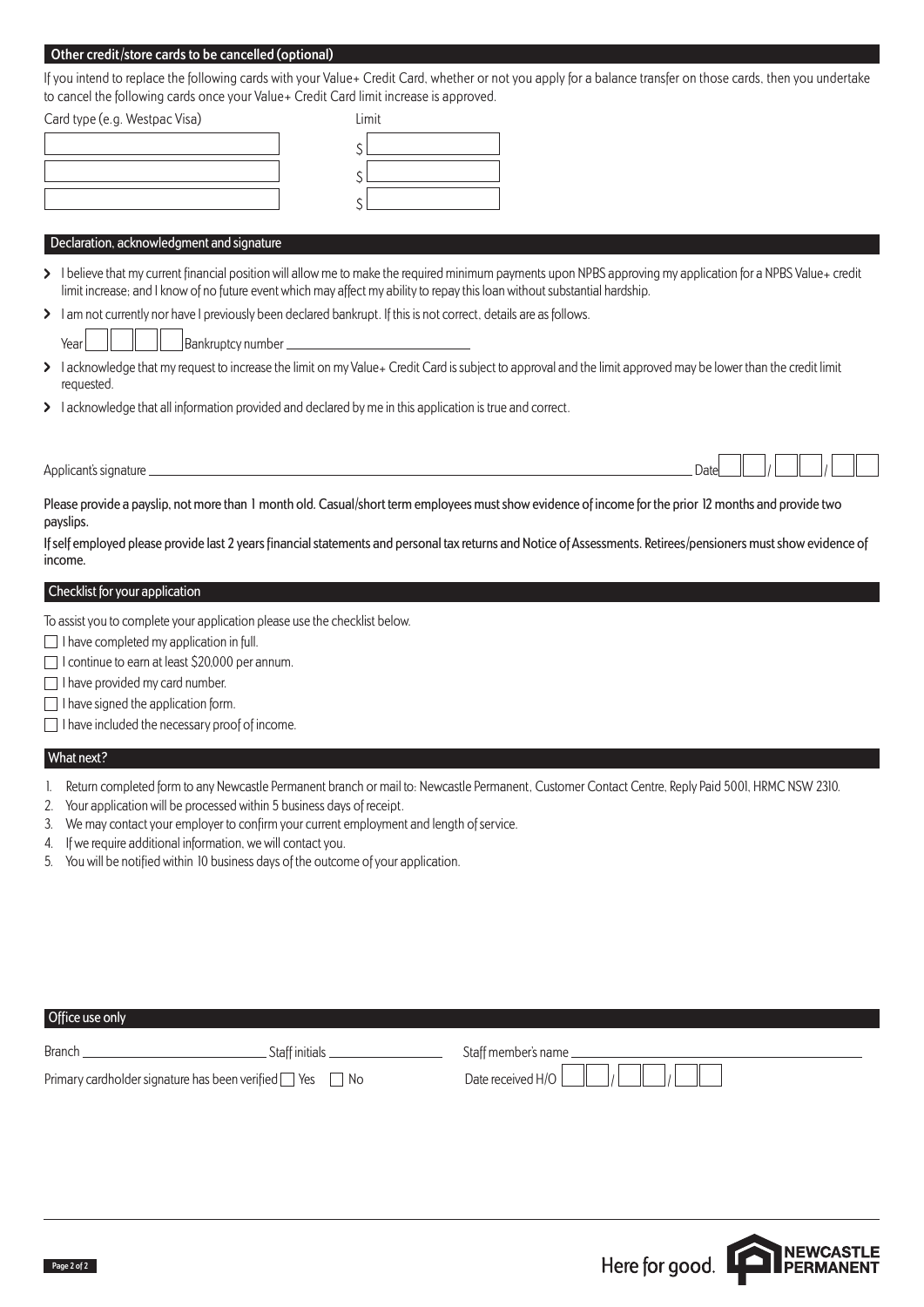## Other credit/store cards to be cancelled (optional)

If you intend to replace the following cards with your Value+ Credit Card, whether or not you apply for a balance transfer on those cards, then you undertake to cancel the following cards once your Value+ Credit Card limit increase is approved.

| Card type (e.g. Westpac Visa) | Limit |
|---|---|
| | $ |
| | $ |
| | $ |

## Declaration, acknowledgment and signature

- I believe that my current financial position will allow me to make the required minimum payments upon NPBS approving my application for a NPBS Value+ credit limit increase; and I know of no future event which may affect my ability to repay this loan without substantial hardship.
- I am not currently nor have I previously been declared bankrupt. If this is not correct, details are as follows.

  Year ☐☐☐☐ Bankruptcy number ______________________
- I acknowledge that my request to increase the limit on my Value+ Credit Card is subject to approval and the limit approved may be lower than the credit limit requested.
- I acknowledge that all information provided and declared by me in this application is true and correct.

Applicant's signature ____________________________________________ Date ☐☐ / ☐☐ / ☐☐

**Please provide a payslip, not more than 1 month old. Casual/short term employees must show evidence of income for the prior 12 months and provide two payslips.**

**If self employed please provide last 2 years financial statements and personal tax returns and Notice of Assessments. Retirees/pensioners must show evidence of income.**

## Checklist for your application

To assist you to complete your application please use the checklist below.

- ☐ I have completed my application in full.
- ☐ I continue to earn at least $20,000 per annum.
- ☐ I have provided my card number.
- ☐ I have signed the application form.
- ☐ I have included the necessary proof of income.

## What next?

1. Return completed form to any Newcastle Permanent branch or mail to: Newcastle Permanent, Customer Contact Centre, Reply Paid 5001, HRMC NSW 2310.
2. Your application will be processed within 5 business days of receipt.
3. We may contact your employer to confirm your current employment and length of service.
4. If we require additional information, we will contact you.
5. You will be notified within 10 business days of the outcome of your application.

## Office use only

Branch ____________________ Staff initials ______________ Staff member's name ______________________________

Primary cardholder signature has been verified ☐ Yes ☐ No Date received H/O ☐☐ / ☐☐ / ☐☐

Here for good. NEWCASTLE PERMANENT